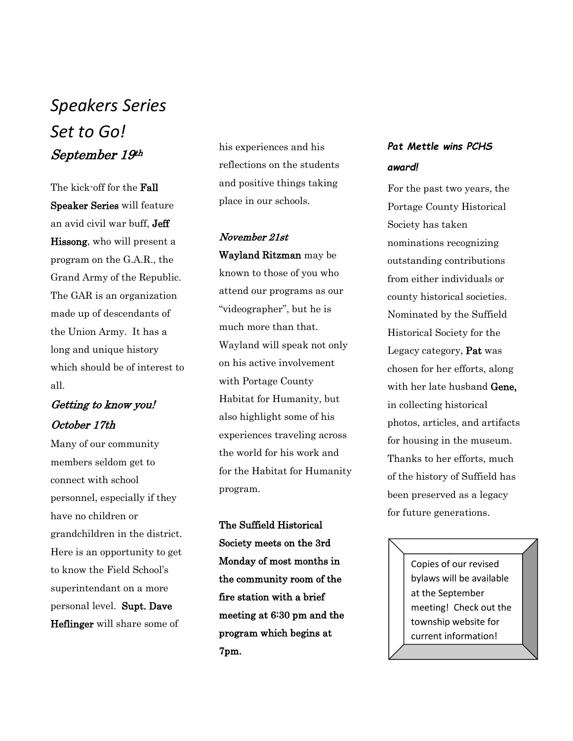# *Speakers Series Set to Go!*

### *September 19th*

The kick-off for the **Fall Speaker Series** will feature an avid civil war buff, **Jeff Hissong**, who will present a program on the G.A.R., the Grand Army of the Republic. The GAR is an organization made up of descendants of the Union Army. It has a long and unique history which should be of interest to all.

### *Getting to know you!*

### *October 17th*

Many of our community members seldom get to connect with school personnel, especially if they have no children or grandchildren in the district. Here is an opportunity to get to know the Field School's superintendant on a more personal level. **Supt. Dave Heflinger** will share some of his experiences and his reflections on the students and positive things taking place in our schools.

### *November 21st*

**Wayland Ritzman** may be known to those of you who attend our programs as our "videographer", but he is much more than that. Wayland will speak not only on his active involvement with Portage County Habitat for Humanity, but also highlight some of his experiences traveling across the world for his work and for the Habitat for Humanity program.

**The Suffield Historical Society meets on the 3rd Monday of most months in the community room of the fire station with a brief meeting at 6:30 pm and the program which begins at 7pm.**

### ***Pat Mettle wins PCHS award!***

For the past two years, the Portage County Historical Society has taken nominations recognizing outstanding contributions from either individuals or county historical societies. Nominated by the Suffield Historical Society for the Legacy category, **Pat** was chosen for her efforts, along with her late husband **Gene,** in collecting historical photos, articles, and artifacts for housing in the museum. Thanks to her efforts, much of the history of Suffield has been preserved as a legacy for future generations.

Copies of our revised bylaws will be available at the September meeting! Check out the township website for current information!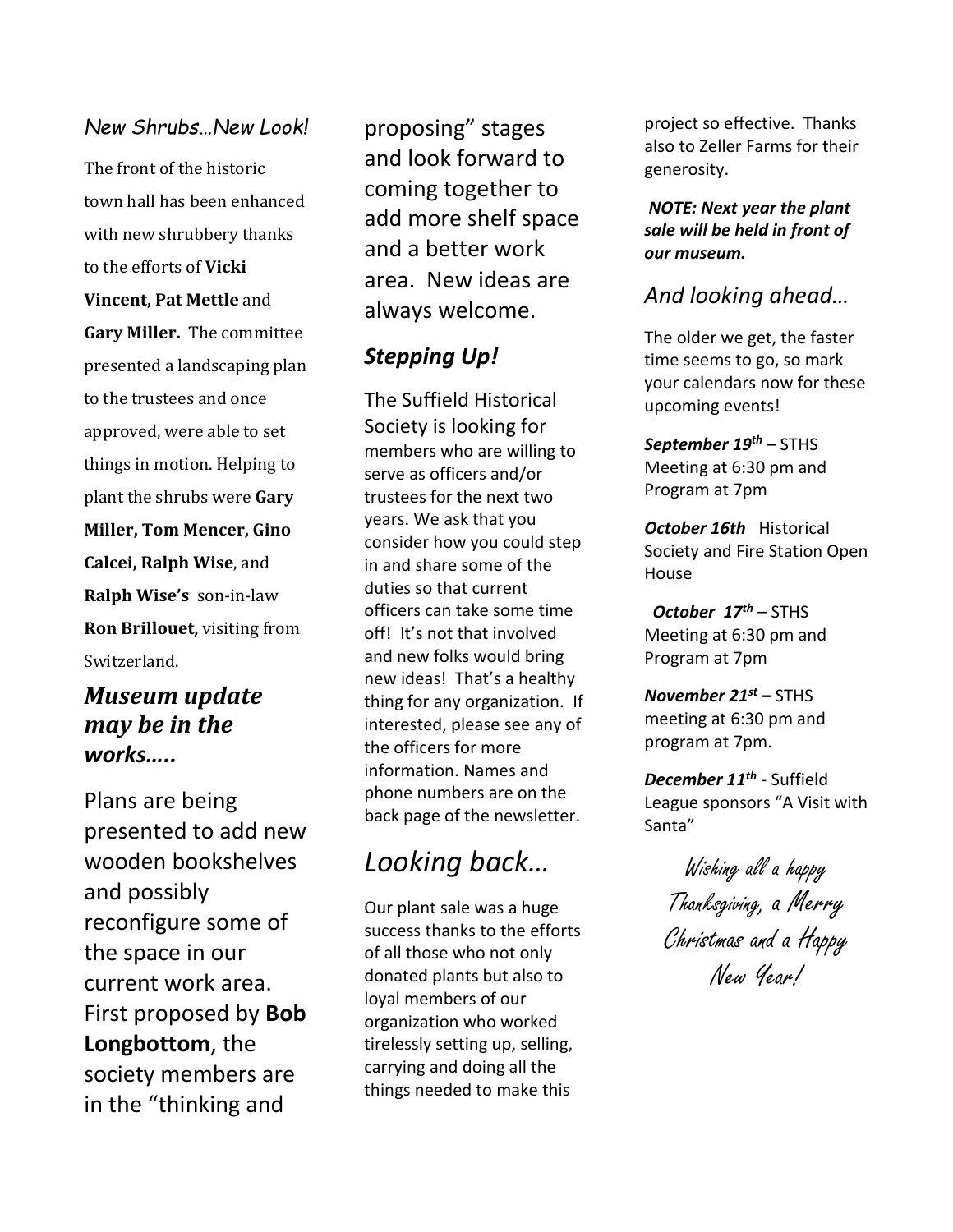*New Shrubs…New Look!*

The front of the historic town hall has been enhanced with new shrubbery thanks to the efforts of **Vicki Vincent, Pat Mettle** and **Gary Miller.** The committee presented a landscaping plan to the trustees and once approved, were able to set things in motion. Helping to plant the shrubs were **Gary Miller, Tom Mencer, Gino Calcei, Ralph Wise**, and **Ralph Wise's** son-in-law **Ron Brillouet,** visiting from Switzerland.

## ***Museum update may be in the works…..***

Plans are being presented to add new wooden bookshelves and possibly reconfigure some of the space in our current work area. First proposed by **Bob Longbottom**, the society members are in the "thinking and proposing" stages and look forward to coming together to add more shelf space and a better work area. New ideas are always welcome.

## ***Stepping Up!***

The Suffield Historical Society is looking for members who are willing to serve as officers and/or trustees for the next two years. We ask that you consider how you could step in and share some of the duties so that current officers can take some time off! It's not that involved and new folks would bring new ideas! That's a healthy thing for any organization. If interested, please see any of the officers for more information. Names and phone numbers are on the back page of the newsletter.

# *Looking back…*

Our plant sale was a huge success thanks to the efforts of all those who not only donated plants but also to loyal members of our organization who worked tirelessly setting up, selling, carrying and doing all the things needed to make this project so effective. Thanks also to Zeller Farms for their generosity.

***NOTE: Next year the plant sale will be held in front of our museum.***

## *And looking ahead…*

The older we get, the faster time seems to go, so mark your calendars now for these upcoming events!

***September 19th*** – STHS Meeting at 6:30 pm and Program at 7pm

***October 16th*** Historical Society and Fire Station Open House

***October 17th*** – STHS Meeting at 6:30 pm and Program at 7pm

***November 21st –*** STHS meeting at 6:30 pm and program at 7pm.

***December 11th*** - Suffield League sponsors "A Visit with Santa"

*Wishing all a happy Thanksgiving, a Merry Christmas and a Happy New Year!*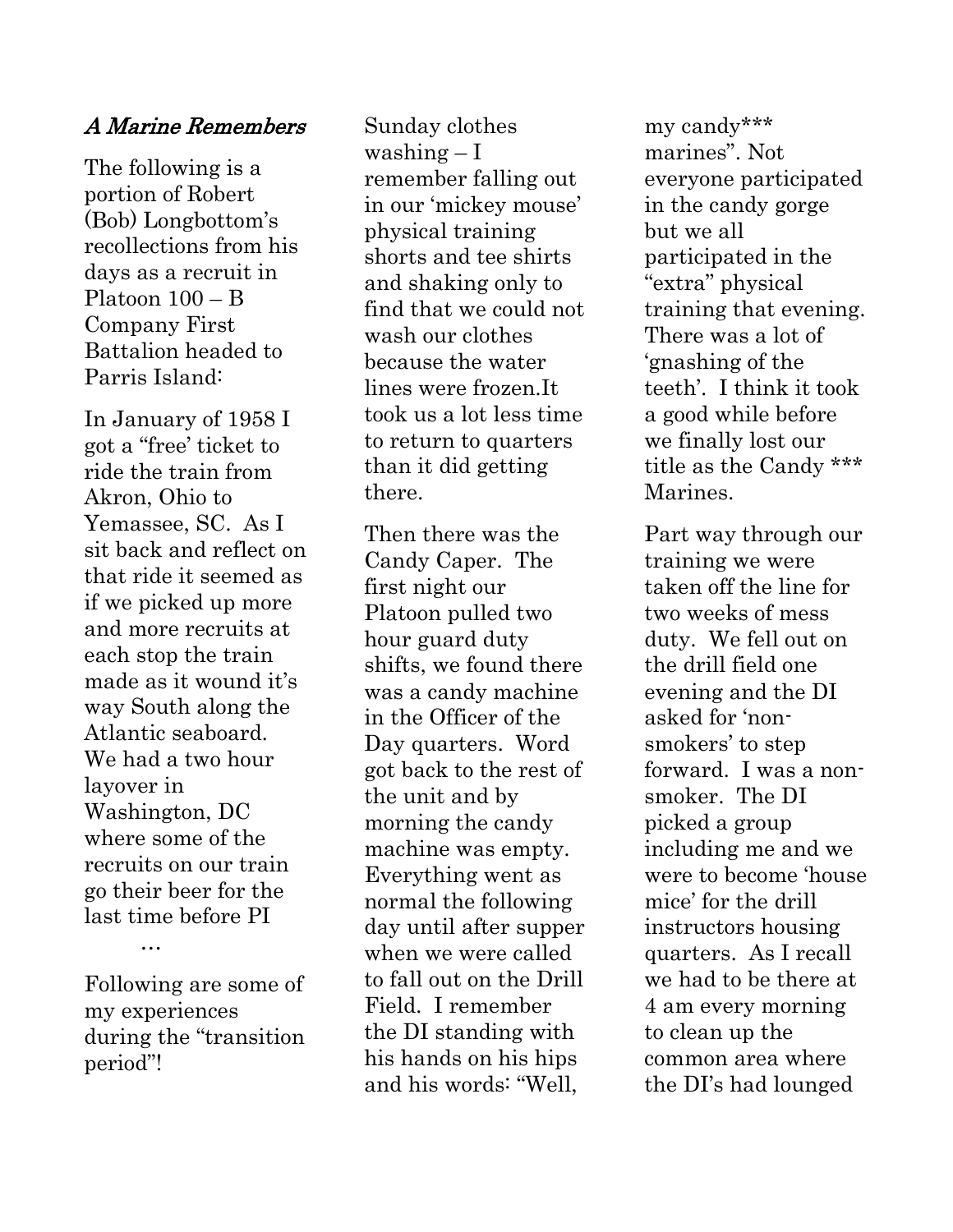## *A Marine Remembers*

The following is a portion of Robert (Bob) Longbottom's recollections from his days as a recruit in Platoon 100 – B Company First Battalion headed to Parris Island:

In January of 1958 I got a "free' ticket to ride the train from Akron, Ohio to Yemassee, SC. As I sit back and reflect on that ride it seemed as if we picked up more and more recruits at each stop the train made as it wound it's way South along the Atlantic seaboard. We had a two hour layover in Washington, DC where some of the recruits on our train go their beer for the last time before PI

…

Following are some of my experiences during the "transition period"!

Sunday clothes washing – I remember falling out in our 'mickey mouse' physical training shorts and tee shirts and shaking only to find that we could not wash our clothes because the water lines were frozen.It took us a lot less time to return to quarters than it did getting there.

Then there was the Candy Caper. The first night our Platoon pulled two hour guard duty shifts, we found there was a candy machine in the Officer of the Day quarters. Word got back to the rest of the unit and by morning the candy machine was empty. Everything went as normal the following day until after supper when we were called to fall out on the Drill Field. I remember the DI standing with his hands on his hips and his words: "Well, my candy*** marines". Not everyone participated in the candy gorge but we all participated in the "extra" physical training that evening. There was a lot of 'gnashing of the teeth'. I think it took a good while before we finally lost our title as the Candy *** Marines.

Part way through our training we were taken off the line for two weeks of mess duty. We fell out on the drill field one evening and the DI asked for 'non-smokers' to step forward. I was a non-smoker. The DI picked a group including me and we were to become 'house mice' for the drill instructors housing quarters. As I recall we had to be there at 4 am every morning to clean up the common area where the DI's had lounged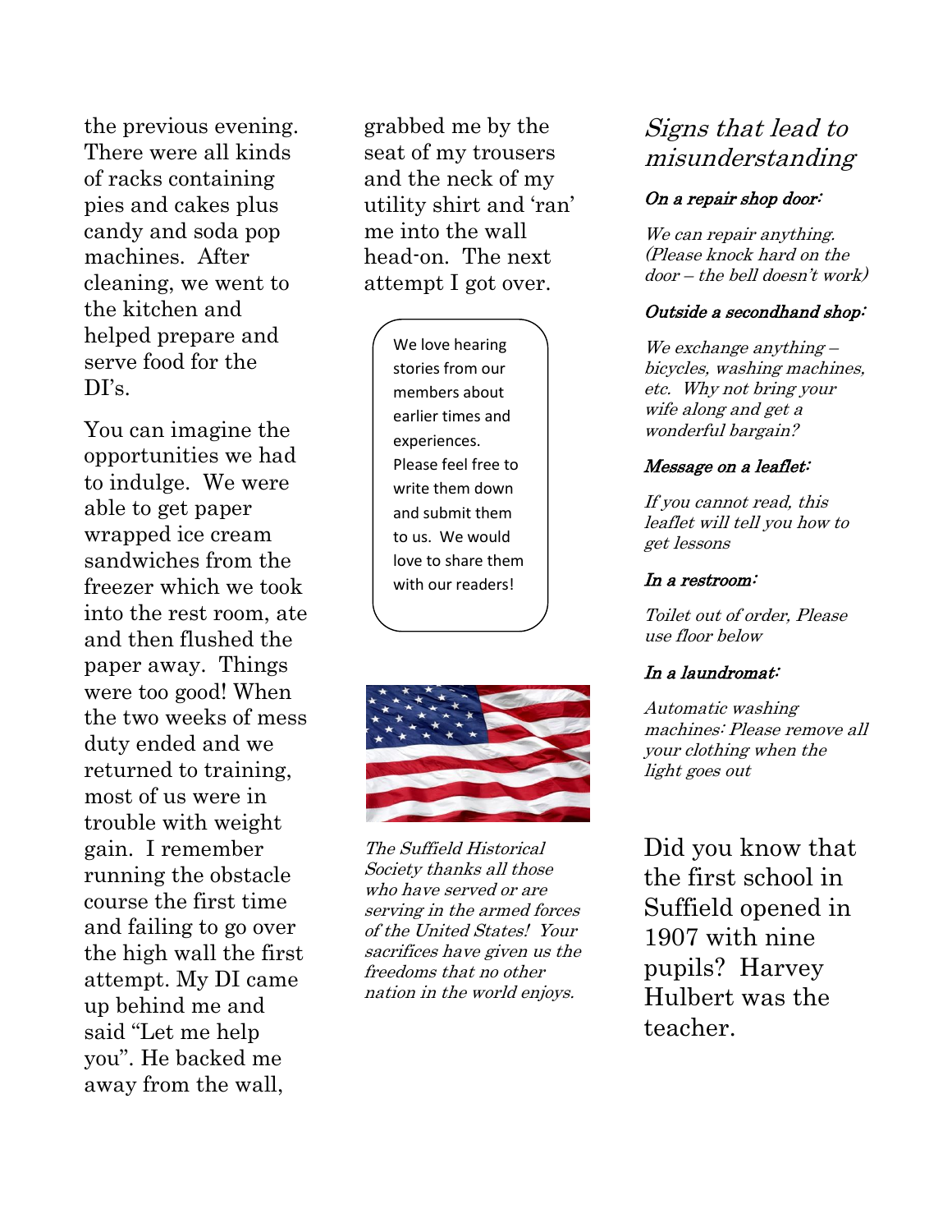the previous evening. There were all kinds of racks containing pies and cakes plus candy and soda pop machines. After cleaning, we went to the kitchen and helped prepare and serve food for the DI's.

You can imagine the opportunities we had to indulge. We were able to get paper wrapped ice cream sandwiches from the freezer which we took into the rest room, ate and then flushed the paper away. Things were too good! When the two weeks of mess duty ended and we returned to training, most of us were in trouble with weight gain. I remember running the obstacle course the first time and failing to go over the high wall the first attempt. My DI came up behind me and said "Let me help you". He backed me away from the wall, grabbed me by the seat of my trousers and the neck of my utility shirt and 'ran' me into the wall head-on. The next attempt I got over.

We love hearing stories from our members about earlier times and experiences. Please feel free to write them down and submit them to us. We would love to share them with our readers!

*The Suffield Historical Society thanks all those who have served or are serving in the armed forces of the United States! Your sacrifices have given us the freedoms that no other nation in the world enjoys.*

## *Signs that lead to misunderstanding*

***On a repair shop door:***

*We can repair anything. (Please knock hard on the door – the bell doesn't work)*

***Outside a secondhand shop:***

*We exchange anything – bicycles, washing machines, etc. Why not bring your wife along and get a wonderful bargain?*

***Message on a leaflet:***

*If you cannot read, this leaflet will tell you how to get lessons*

***In a restroom:***

*Toilet out of order, Please use floor below*

***In a laundromat:***

*Automatic washing machines: Please remove all your clothing when the light goes out*

Did you know that the first school in Suffield opened in 1907 with nine pupils? Harvey Hulbert was the teacher.